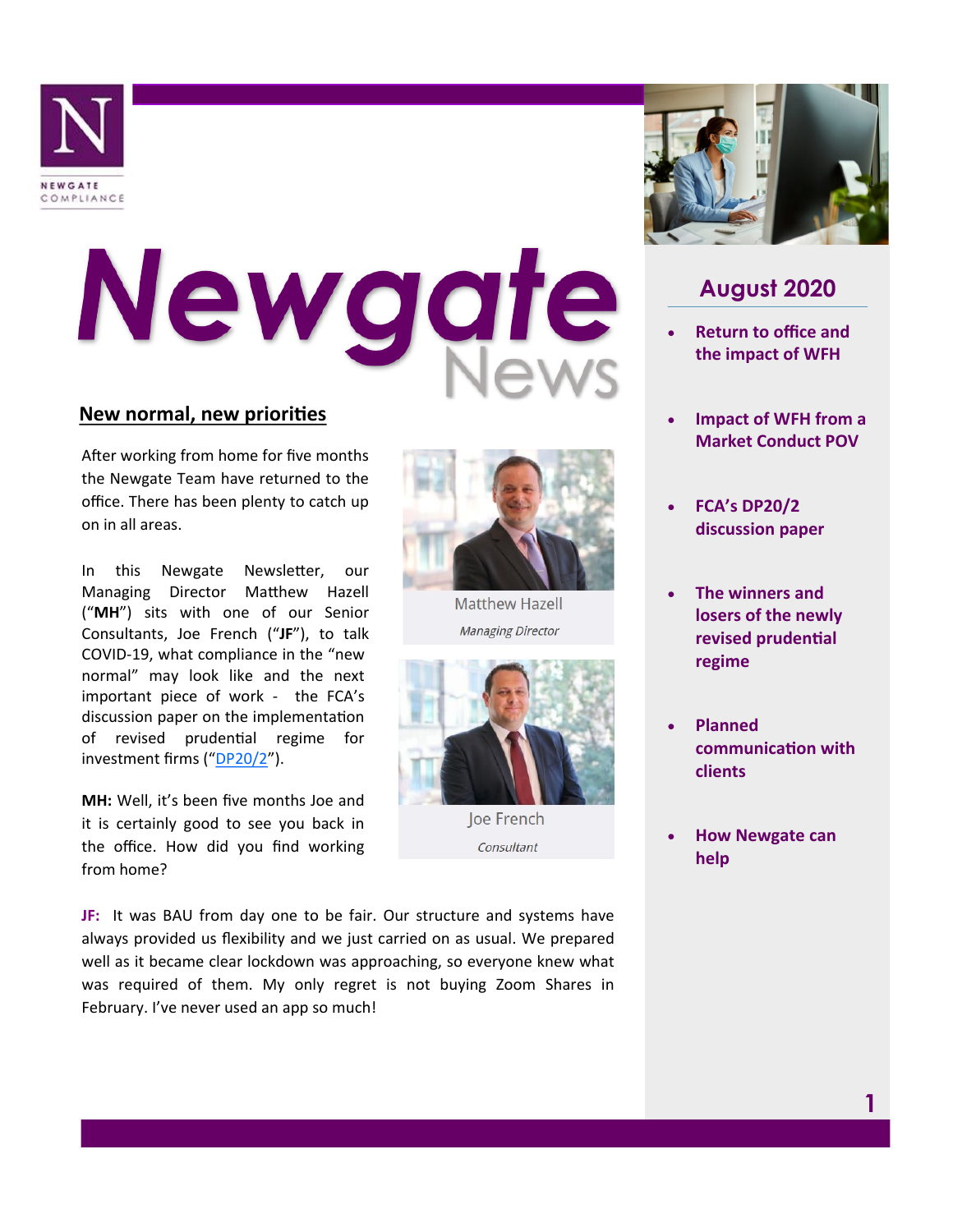NEWGATE COMPLIANCE

# Newgate News

## August 2020

- Return to office and the impact of WFH
- Impact of WFH from a Market Conduct POV
- FCA's DP20/2 discussion paper
- The winners and losers of the newly revised prudential regime
- Planned communication with clients
- How Newgate can help

## New normal, new priorities

After working from home for five months the Newgate Team have returned to the office. There has been plenty to catch up on in all areas.

In this Newgate Newsletter, our Managing Director Matthew Hazell ("**MH**") sits with one of our Senior Consultants, Joe French ("**JF**"), to talk COVID-19, what compliance in the "new normal" may look like and the next important piece of work - the FCA's discussion paper on the implementation of revised prudential regime for investment firms ("DP20/2").

Matthew Hazell

*Managing Director*

Joe French

*Consultant*

**MH:** Well, it's been five months Joe and it is certainly good to see you back in the office. How did you find working from home?

**JF:** It was BAU from day one to be fair. Our structure and systems have always provided us flexibility and we just carried on as usual. We prepared well as it became clear lockdown was approaching, so everyone knew what was required of them. My only regret is not buying Zoom Shares in February. I've never used an app so much!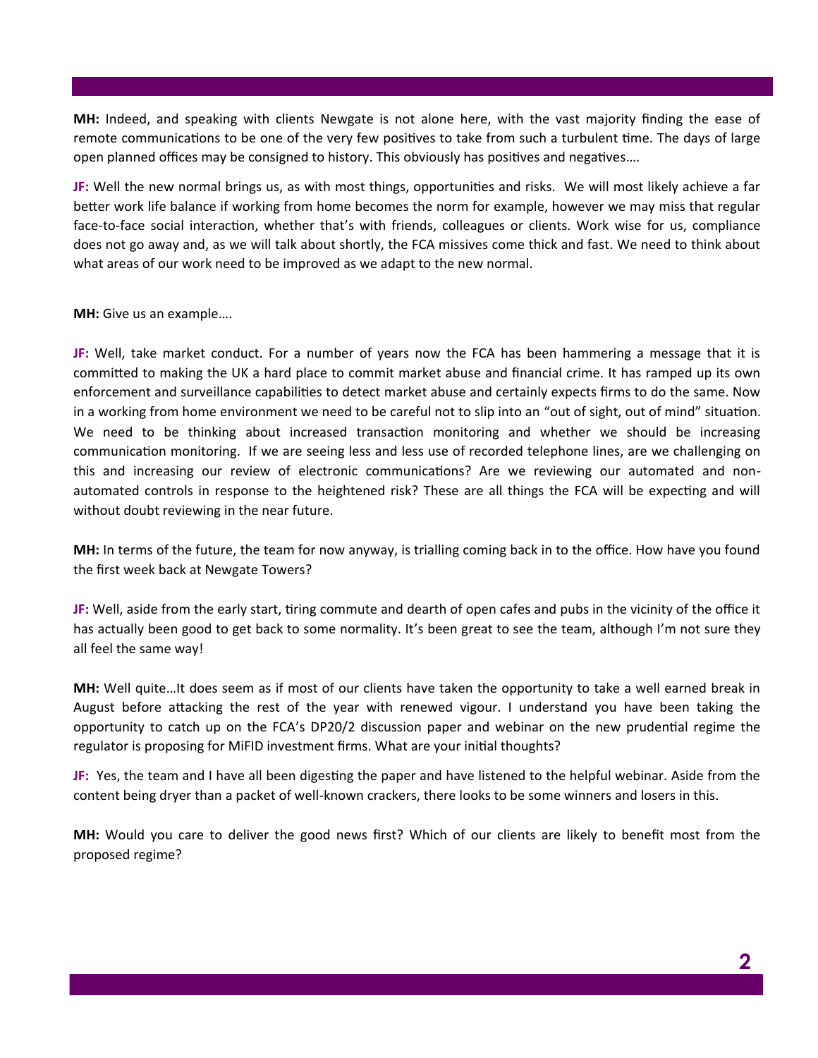**MH:** Indeed, and speaking with clients Newgate is not alone here, with the vast majority finding the ease of remote communications to be one of the very few positives to take from such a turbulent time. The days of large open planned offices may be consigned to history. This obviously has positives and negatives….

**JF:** Well the new normal brings us, as with most things, opportunities and risks. We will most likely achieve a far better work life balance if working from home becomes the norm for example, however we may miss that regular face-to-face social interaction, whether that's with friends, colleagues or clients. Work wise for us, compliance does not go away and, as we will talk about shortly, the FCA missives come thick and fast. We need to think about what areas of our work need to be improved as we adapt to the new normal.

**MH:** Give us an example….

**JF:** Well, take market conduct. For a number of years now the FCA has been hammering a message that it is committed to making the UK a hard place to commit market abuse and financial crime. It has ramped up its own enforcement and surveillance capabilities to detect market abuse and certainly expects firms to do the same. Now in a working from home environment we need to be careful not to slip into an "out of sight, out of mind" situation. We need to be thinking about increased transaction monitoring and whether we should be increasing communication monitoring. If we are seeing less and less use of recorded telephone lines, are we challenging on this and increasing our review of electronic communications? Are we reviewing our automated and non-automated controls in response to the heightened risk? These are all things the FCA will be expecting and will without doubt reviewing in the near future.

**MH:** In terms of the future, the team for now anyway, is trialling coming back in to the office. How have you found the first week back at Newgate Towers?

**JF:** Well, aside from the early start, tiring commute and dearth of open cafes and pubs in the vicinity of the office it has actually been good to get back to some normality. It's been great to see the team, although I'm not sure they all feel the same way!

**MH:** Well quite…It does seem as if most of our clients have taken the opportunity to take a well earned break in August before attacking the rest of the year with renewed vigour. I understand you have been taking the opportunity to catch up on the FCA's DP20/2 discussion paper and webinar on the new prudential regime the regulator is proposing for MiFID investment firms. What are your initial thoughts?

**JF:** Yes, the team and I have all been digesting the paper and have listened to the helpful webinar. Aside from the content being dryer than a packet of well-known crackers, there looks to be some winners and losers in this.

**MH:** Would you care to deliver the good news first? Which of our clients are likely to benefit most from the proposed regime?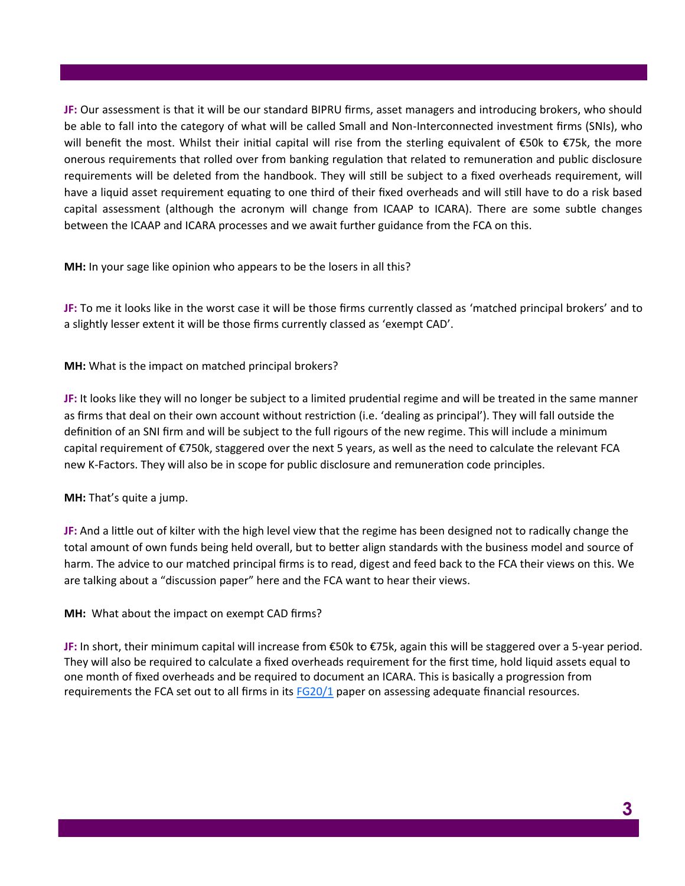**JF:** Our assessment is that it will be our standard BIPRU firms, asset managers and introducing brokers, who should be able to fall into the category of what will be called Small and Non-Interconnected investment firms (SNIs), who will benefit the most. Whilst their initial capital will rise from the sterling equivalent of €50k to €75k, the more onerous requirements that rolled over from banking regulation that related to remuneration and public disclosure requirements will be deleted from the handbook. They will still be subject to a fixed overheads requirement, will have a liquid asset requirement equating to one third of their fixed overheads and will still have to do a risk based capital assessment (although the acronym will change from ICAAP to ICARA). There are some subtle changes between the ICAAP and ICARA processes and we await further guidance from the FCA on this.

**MH:** In your sage like opinion who appears to be the losers in all this?

**JF:** To me it looks like in the worst case it will be those firms currently classed as 'matched principal brokers' and to a slightly lesser extent it will be those firms currently classed as 'exempt CAD'.

**MH:** What is the impact on matched principal brokers?

**JF:** It looks like they will no longer be subject to a limited prudential regime and will be treated in the same manner as firms that deal on their own account without restriction (i.e. 'dealing as principal'). They will fall outside the definition of an SNI firm and will be subject to the full rigours of the new regime. This will include a minimum capital requirement of €750k, staggered over the next 5 years, as well as the need to calculate the relevant FCA new K-Factors. They will also be in scope for public disclosure and remuneration code principles.

**MH:** That's quite a jump.

**JF:** And a little out of kilter with the high level view that the regime has been designed not to radically change the total amount of own funds being held overall, but to better align standards with the business model and source of harm. The advice to our matched principal firms is to read, digest and feed back to the FCA their views on this. We are talking about a "discussion paper" here and the FCA want to hear their views.

**MH:** What about the impact on exempt CAD firms?

**JF:** In short, their minimum capital will increase from €50k to €75k, again this will be staggered over a 5-year period. They will also be required to calculate a fixed overheads requirement for the first time, hold liquid assets equal to one month of fixed overheads and be required to document an ICARA. This is basically a progression from requirements the FCA set out to all firms in its FG20/1 paper on assessing adequate financial resources.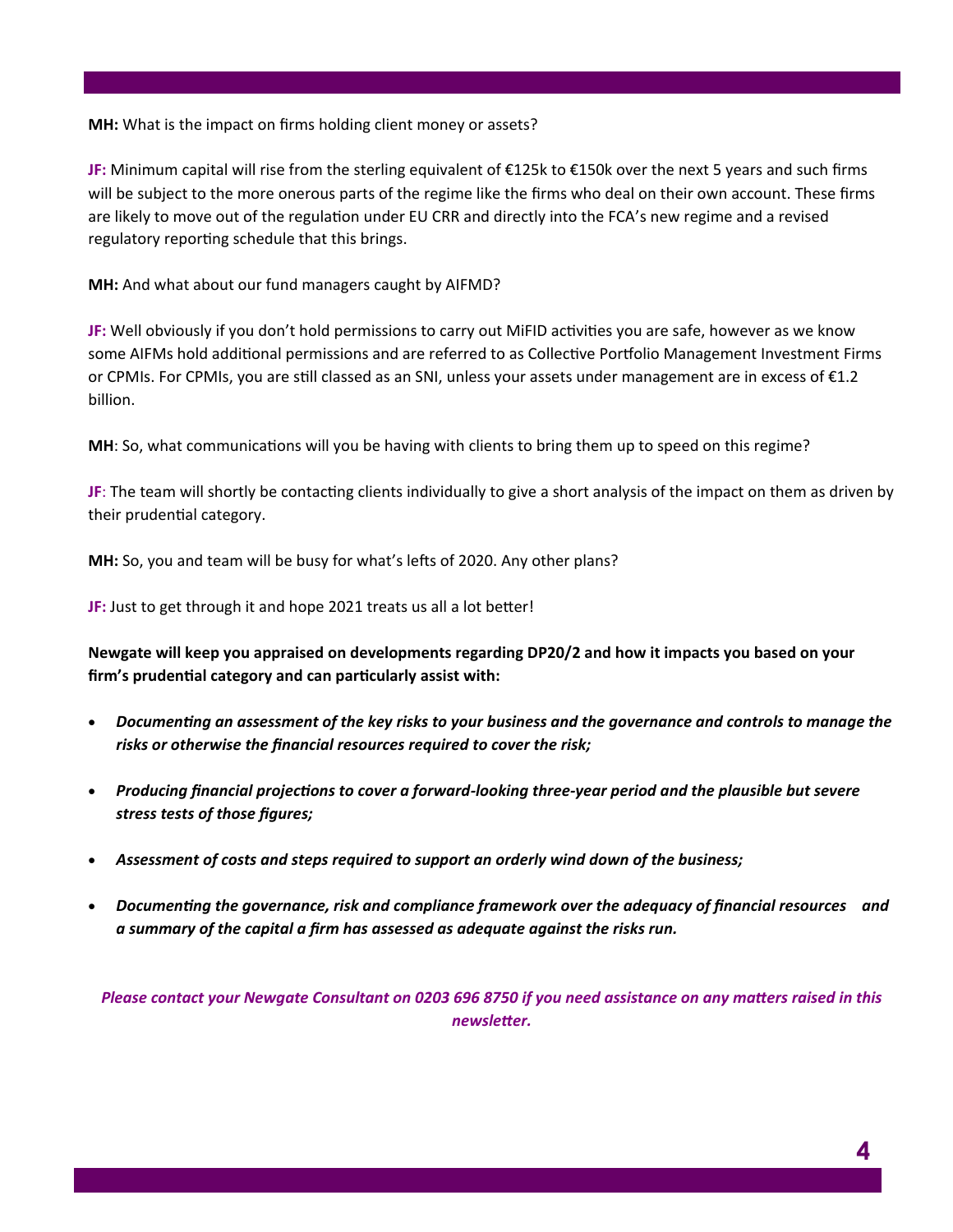**MH:** What is the impact on firms holding client money or assets?

**JF:** Minimum capital will rise from the sterling equivalent of €125k to €150k over the next 5 years and such firms will be subject to the more onerous parts of the regime like the firms who deal on their own account. These firms are likely to move out of the regulation under EU CRR and directly into the FCA's new regime and a revised regulatory reporting schedule that this brings.

**MH:** And what about our fund managers caught by AIFMD?

**JF:** Well obviously if you don't hold permissions to carry out MiFID activities you are safe, however as we know some AIFMs hold additional permissions and are referred to as Collective Portfolio Management Investment Firms or CPMIs. For CPMIs, you are still classed as an SNI, unless your assets under management are in excess of €1.2 billion.

**MH**: So, what communications will you be having with clients to bring them up to speed on this regime?

**JF**: The team will shortly be contacting clients individually to give a short analysis of the impact on them as driven by their prudential category.

**MH:** So, you and team will be busy for what's lefts of 2020. Any other plans?

**JF:** Just to get through it and hope 2021 treats us all a lot better!

**Newgate will keep you appraised on developments regarding DP20/2 and how it impacts you based on your firm's prudential category and can particularly assist with:**

- ***Documenting an assessment of the key risks to your business and the governance and controls to manage the risks or otherwise the financial resources required to cover the risk;***
- ***Producing financial projections to cover a forward-looking three-year period and the plausible but severe stress tests of those figures;***
- ***Assessment of costs and steps required to support an orderly wind down of the business;***
- ***Documenting the governance, risk and compliance framework over the adequacy of financial resources and a summary of the capital a firm has assessed as adequate against the risks run.***

***Please contact your Newgate Consultant on 0203 696 8750 if you need assistance on any matters raised in this newsletter.***